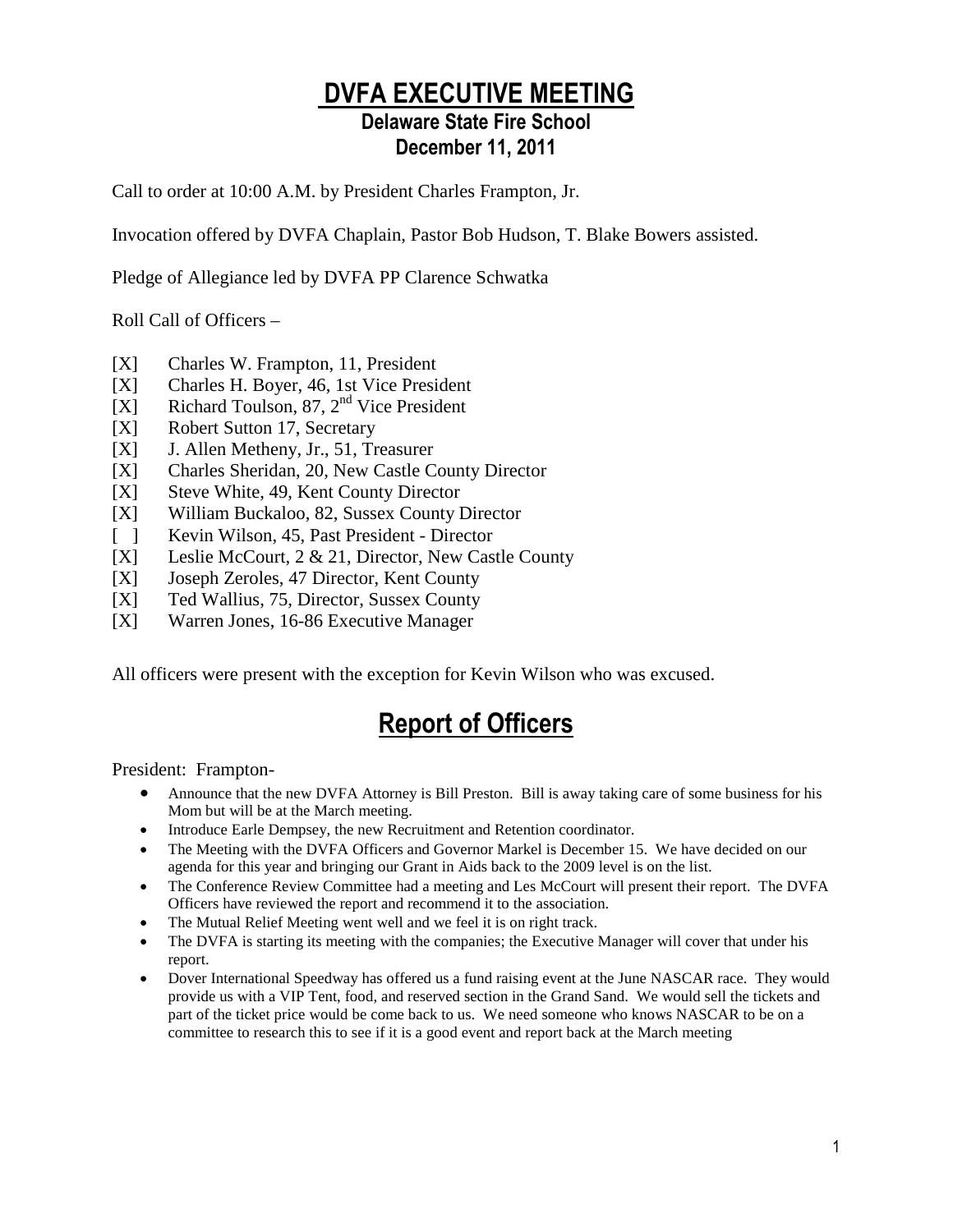# DVFA EXECUTIVE MEETING

## Delaware State Fire School
## December 11, 2011

Call to order at 10:00 A.M. by President Charles Frampton, Jr.

Invocation offered by DVFA Chaplain, Pastor Bob Hudson, T. Blake Bowers assisted.

Pledge of Allegiance led by DVFA PP Clarence Schwatka

Roll Call of Officers –

[X] Charles W. Frampton, 11, President
[X] Charles H. Boyer, 46, 1st Vice President
[X] Richard Toulson, 87, 2nd Vice President
[X] Robert Sutton 17, Secretary
[X] J. Allen Metheny, Jr., 51, Treasurer
[X] Charles Sheridan, 20, New Castle County Director
[X] Steve White, 49, Kent County Director
[X] William Buckaloo, 82, Sussex County Director
[ ] Kevin Wilson, 45, Past President - Director
[X] Leslie McCourt, 2 & 21, Director, New Castle County
[X] Joseph Zeroles, 47 Director, Kent County
[X] Ted Wallius, 75, Director, Sussex County
[X] Warren Jones, 16-86 Executive Manager

All officers were present with the exception for Kevin Wilson who was excused.

# Report of Officers

President: Frampton-

- Announce that the new DVFA Attorney is Bill Preston. Bill is away taking care of some business for his Mom but will be at the March meeting.
- Introduce Earle Dempsey, the new Recruitment and Retention coordinator.
- The Meeting with the DVFA Officers and Governor Markel is December 15. We have decided on our agenda for this year and bringing our Grant in Aids back to the 2009 level is on the list.
- The Conference Review Committee had a meeting and Les McCourt will present their report. The DVFA Officers have reviewed the report and recommend it to the association.
- The Mutual Relief Meeting went well and we feel it is on right track.
- The DVFA is starting its meeting with the companies; the Executive Manager will cover that under his report.
- Dover International Speedway has offered us a fund raising event at the June NASCAR race. They would provide us with a VIP Tent, food, and reserved section in the Grand Sand. We would sell the tickets and part of the ticket price would be come back to us. We need someone who knows NASCAR to be on a committee to research this to see if it is a good event and report back at the March meeting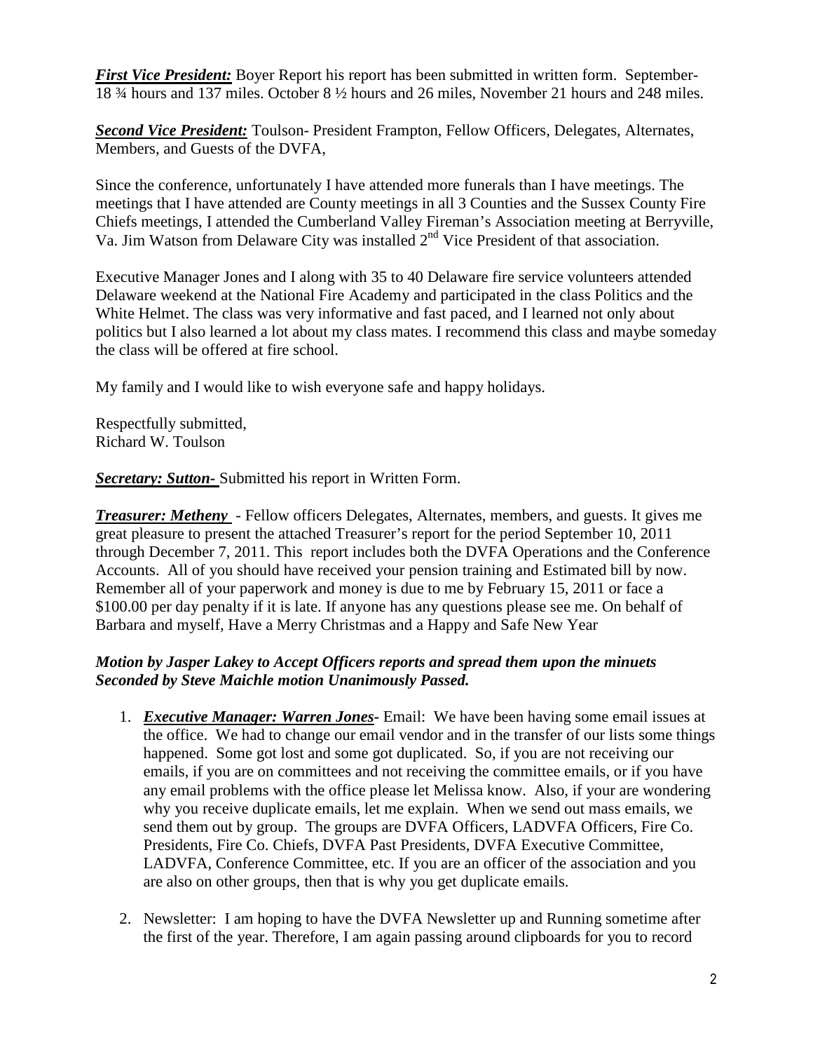***First Vice President:*** Boyer Report his report has been submitted in written form. September- 18 ¾ hours and 137 miles. October 8 ½ hours and 26 miles, November 21 hours and 248 miles.

***Second Vice President:*** Toulson- President Frampton, Fellow Officers, Delegates, Alternates, Members, and Guests of the DVFA,

Since the conference, unfortunately I have attended more funerals than I have meetings. The meetings that I have attended are County meetings in all 3 Counties and the Sussex County Fire Chiefs meetings, I attended the Cumberland Valley Fireman's Association meeting at Berryville, Va. Jim Watson from Delaware City was installed 2nd Vice President of that association.

Executive Manager Jones and I along with 35 to 40 Delaware fire service volunteers attended Delaware weekend at the National Fire Academy and participated in the class Politics and the White Helmet. The class was very informative and fast paced, and I learned not only about politics but I also learned a lot about my class mates. I recommend this class and maybe someday the class will be offered at fire school.

My family and I would like to wish everyone safe and happy holidays.

Respectfully submitted,
Richard W. Toulson

***Secretary: Sutton-*** Submitted his report in Written Form.

***Treasurer: Metheny*** - Fellow officers Delegates, Alternates, members, and guests. It gives me great pleasure to present the attached Treasurer's report for the period September 10, 2011 through December 7, 2011. This report includes both the DVFA Operations and the Conference Accounts. All of you should have received your pension training and Estimated bill by now. Remember all of your paperwork and money is due to me by February 15, 2011 or face a $100.00 per day penalty if it is late. If anyone has any questions please see me. On behalf of Barbara and myself, Have a Merry Christmas and a Happy and Safe New Year

***Motion by Jasper Lakey to Accept Officers reports and spread them upon the minuets Seconded by Steve Maichle motion Unanimously Passed.***

1. ***Executive Manager: Warren Jones*****-** Email: We have been having some email issues at the office. We had to change our email vendor and in the transfer of our lists some things happened. Some got lost and some got duplicated. So, if you are not receiving our emails, if you are on committees and not receiving the committee emails, or if you have any email problems with the office please let Melissa know. Also, if your are wondering why you receive duplicate emails, let me explain. When we send out mass emails, we send them out by group. The groups are DVFA Officers, LADVFA Officers, Fire Co. Presidents, Fire Co. Chiefs, DVFA Past Presidents, DVFA Executive Committee, LADVFA, Conference Committee, etc. If you are an officer of the association and you are also on other groups, then that is why you get duplicate emails.

2. Newsletter: I am hoping to have the DVFA Newsletter up and Running sometime after the first of the year. Therefore, I am again passing around clipboards for you to record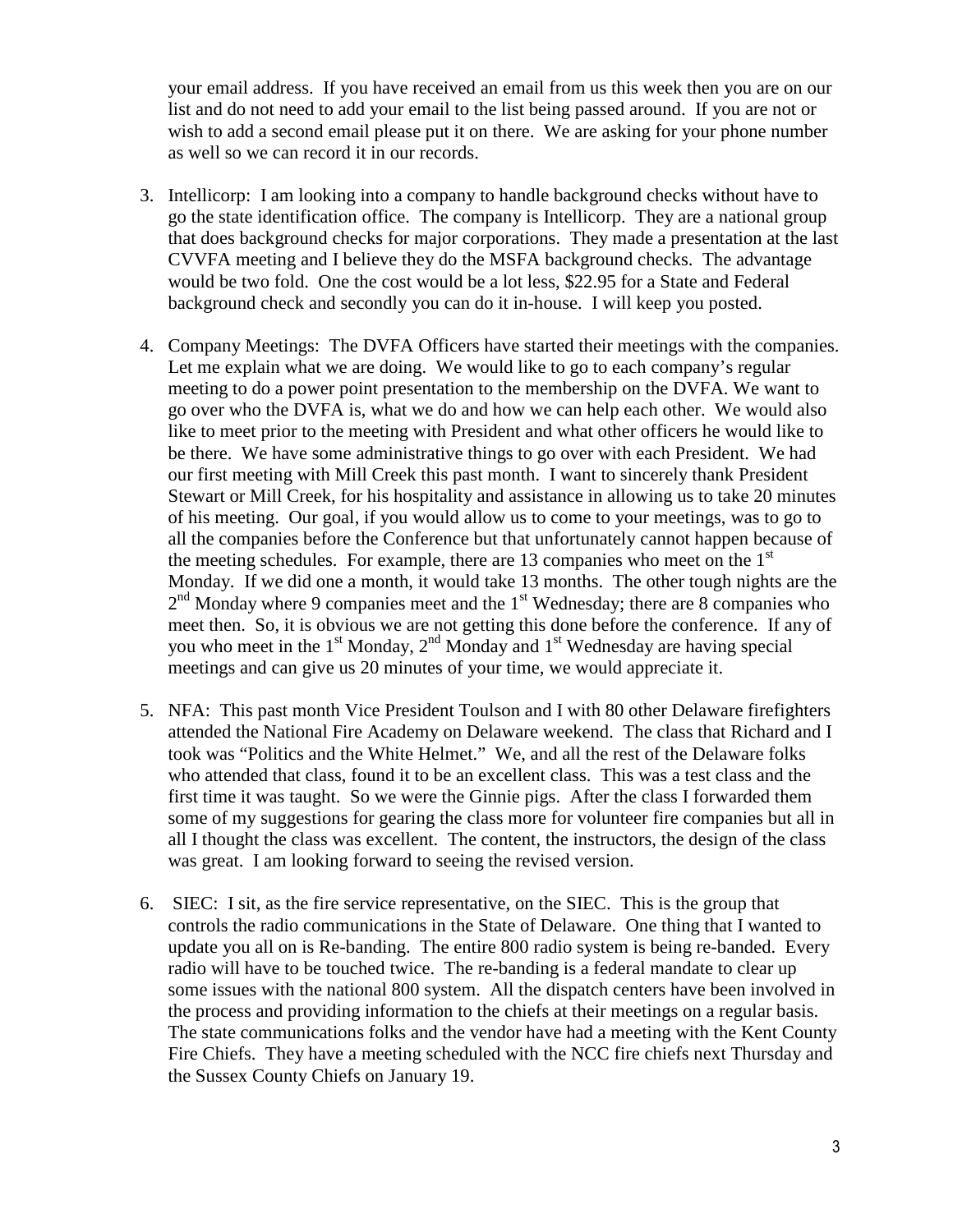your email address. If you have received an email from us this week then you are on our list and do not need to add your email to the list being passed around. If you are not or wish to add a second email please put it on there. We are asking for your phone number as well so we can record it in our records.

3. Intellicorp: I am looking into a company to handle background checks without have to go the state identification office. The company is Intellicorp. They are a national group that does background checks for major corporations. They made a presentation at the last CVVFA meeting and I believe they do the MSFA background checks. The advantage would be two fold. One the cost would be a lot less, $22.95 for a State and Federal background check and secondly you can do it in-house. I will keep you posted.

4. Company Meetings: The DVFA Officers have started their meetings with the companies. Let me explain what we are doing. We would like to go to each company's regular meeting to do a power point presentation to the membership on the DVFA. We want to go over who the DVFA is, what we do and how we can help each other. We would also like to meet prior to the meeting with President and what other officers he would like to be there. We have some administrative things to go over with each President. We had our first meeting with Mill Creek this past month. I want to sincerely thank President Stewart or Mill Creek, for his hospitality and assistance in allowing us to take 20 minutes of his meeting. Our goal, if you would allow us to come to your meetings, was to go to all the companies before the Conference but that unfortunately cannot happen because of the meeting schedules. For example, there are 13 companies who meet on the 1st Monday. If we did one a month, it would take 13 months. The other tough nights are the 2nd Monday where 9 companies meet and the 1st Wednesday; there are 8 companies who meet then. So, it is obvious we are not getting this done before the conference. If any of you who meet in the 1st Monday, 2nd Monday and 1st Wednesday are having special meetings and can give us 20 minutes of your time, we would appreciate it.

5. NFA: This past month Vice President Toulson and I with 80 other Delaware firefighters attended the National Fire Academy on Delaware weekend. The class that Richard and I took was "Politics and the White Helmet." We, and all the rest of the Delaware folks who attended that class, found it to be an excellent class. This was a test class and the first time it was taught. So we were the Ginnie pigs. After the class I forwarded them some of my suggestions for gearing the class more for volunteer fire companies but all in all I thought the class was excellent. The content, the instructors, the design of the class was great. I am looking forward to seeing the revised version.

6. SIEC: I sit, as the fire service representative, on the SIEC. This is the group that controls the radio communications in the State of Delaware. One thing that I wanted to update you all on is Re-banding. The entire 800 radio system is being re-banded. Every radio will have to be touched twice. The re-banding is a federal mandate to clear up some issues with the national 800 system. All the dispatch centers have been involved in the process and providing information to the chiefs at their meetings on a regular basis. The state communications folks and the vendor have had a meeting with the Kent County Fire Chiefs. They have a meeting scheduled with the NCC fire chiefs next Thursday and the Sussex County Chiefs on January 19.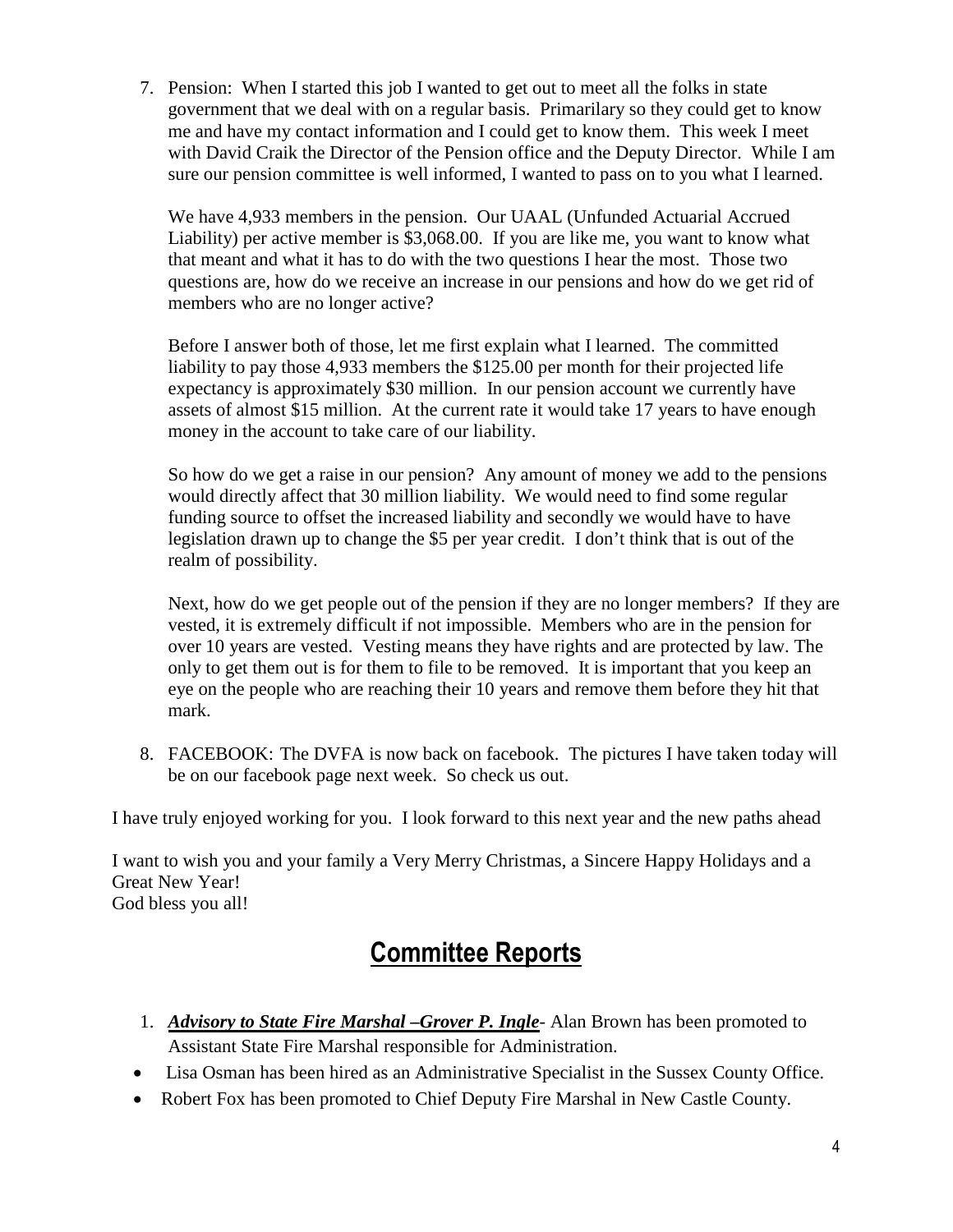7. Pension: When I started this job I wanted to get out to meet all the folks in state government that we deal with on a regular basis. Primarilary so they could get to know me and have my contact information and I could get to know them. This week I meet with David Craik the Director of the Pension office and the Deputy Director. While I am sure our pension committee is well informed, I wanted to pass on to you what I learned.

   We have 4,933 members in the pension. Our UAAL (Unfunded Actuarial Accrued Liability) per active member is $3,068.00. If you are like me, you want to know what that meant and what it has to do with the two questions I hear the most. Those two questions are, how do we receive an increase in our pensions and how do we get rid of members who are no longer active?

   Before I answer both of those, let me first explain what I learned. The committed liability to pay those 4,933 members the $125.00 per month for their projected life expectancy is approximately $30 million. In our pension account we currently have assets of almost $15 million. At the current rate it would take 17 years to have enough money in the account to take care of our liability.

   So how do we get a raise in our pension? Any amount of money we add to the pensions would directly affect that 30 million liability. We would need to find some regular funding source to offset the increased liability and secondly we would have to have legislation drawn up to change the $5 per year credit. I don't think that is out of the realm of possibility.

   Next, how do we get people out of the pension if they are no longer members? If they are vested, it is extremely difficult if not impossible. Members who are in the pension for over 10 years are vested. Vesting means they have rights and are protected by law. The only to get them out is for them to file to be removed. It is important that you keep an eye on the people who are reaching their 10 years and remove them before they hit that mark.

8. FACEBOOK: The DVFA is now back on facebook. The pictures I have taken today will be on our facebook page next week. So check us out.

I have truly enjoyed working for you. I look forward to this next year and the new paths ahead

I want to wish you and your family a Very Merry Christmas, a Sincere Happy Holidays and a Great New Year!
God bless you all!

## Committee Reports

1. ***Advisory to State Fire Marshal –Grover P. Ingle***- Alan Brown has been promoted to Assistant State Fire Marshal responsible for Administration.

- Lisa Osman has been hired as an Administrative Specialist in the Sussex County Office.
- Robert Fox has been promoted to Chief Deputy Fire Marshal in New Castle County.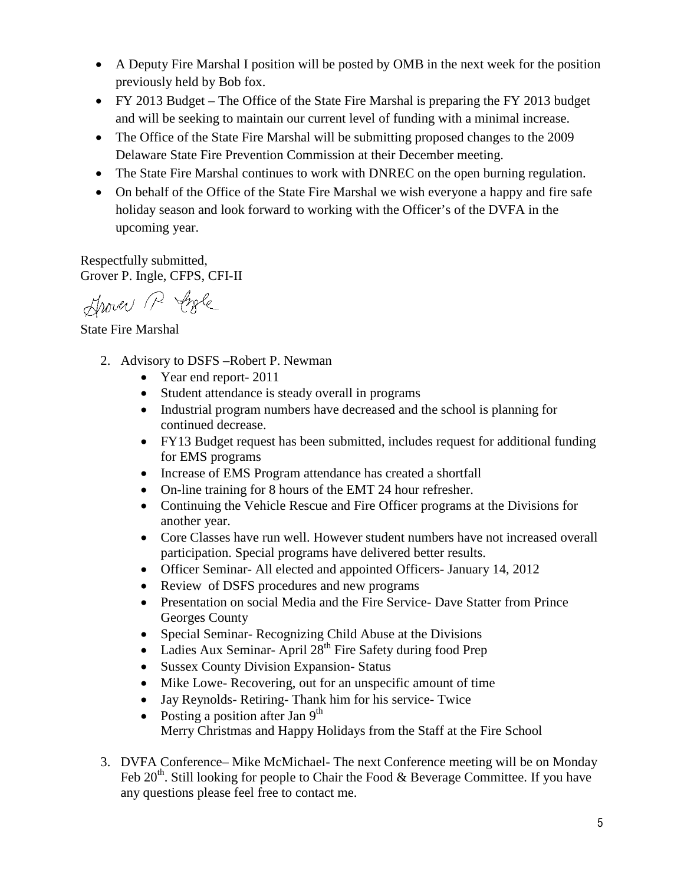- A Deputy Fire Marshal I position will be posted by OMB in the next week for the position previously held by Bob fox.
- FY 2013 Budget – The Office of the State Fire Marshal is preparing the FY 2013 budget and will be seeking to maintain our current level of funding with a minimal increase.
- The Office of the State Fire Marshal will be submitting proposed changes to the 2009 Delaware State Fire Prevention Commission at their December meeting.
- The State Fire Marshal continues to work with DNREC on the open burning regulation.
- On behalf of the Office of the State Fire Marshal we wish everyone a happy and fire safe holiday season and look forward to working with the Officer's of the DVFA in the upcoming year.

Respectfully submitted,
Grover P. Ingle, CFPS, CFI-II

Grover P. Ingle

State Fire Marshal

2. Advisory to DSFS –Robert P. Newman
   - Year end report- 2011
   - Student attendance is steady overall in programs
   - Industrial program numbers have decreased and the school is planning for continued decrease.
   - FY13 Budget request has been submitted, includes request for additional funding for EMS programs
   - Increase of EMS Program attendance has created a shortfall
   - On-line training for 8 hours of the EMT 24 hour refresher.
   - Continuing the Vehicle Rescue and Fire Officer programs at the Divisions for another year.
   - Core Classes have run well. However student numbers have not increased overall participation. Special programs have delivered better results.
   - Officer Seminar- All elected and appointed Officers- January 14, 2012
   - Review of DSFS procedures and new programs
   - Presentation on social Media and the Fire Service- Dave Statter from Prince Georges County
   - Special Seminar- Recognizing Child Abuse at the Divisions
   - Ladies Aux Seminar- April 28th Fire Safety during food Prep
   - Sussex County Division Expansion- Status
   - Mike Lowe- Recovering, out for an unspecific amount of time
   - Jay Reynolds- Retiring- Thank him for his service- Twice
   - Posting a position after Jan 9th
     Merry Christmas and Happy Holidays from the Staff at the Fire School

3. DVFA Conference– Mike McMichael- The next Conference meeting will be on Monday Feb 20th. Still looking for people to Chair the Food & Beverage Committee. If you have any questions please feel free to contact me.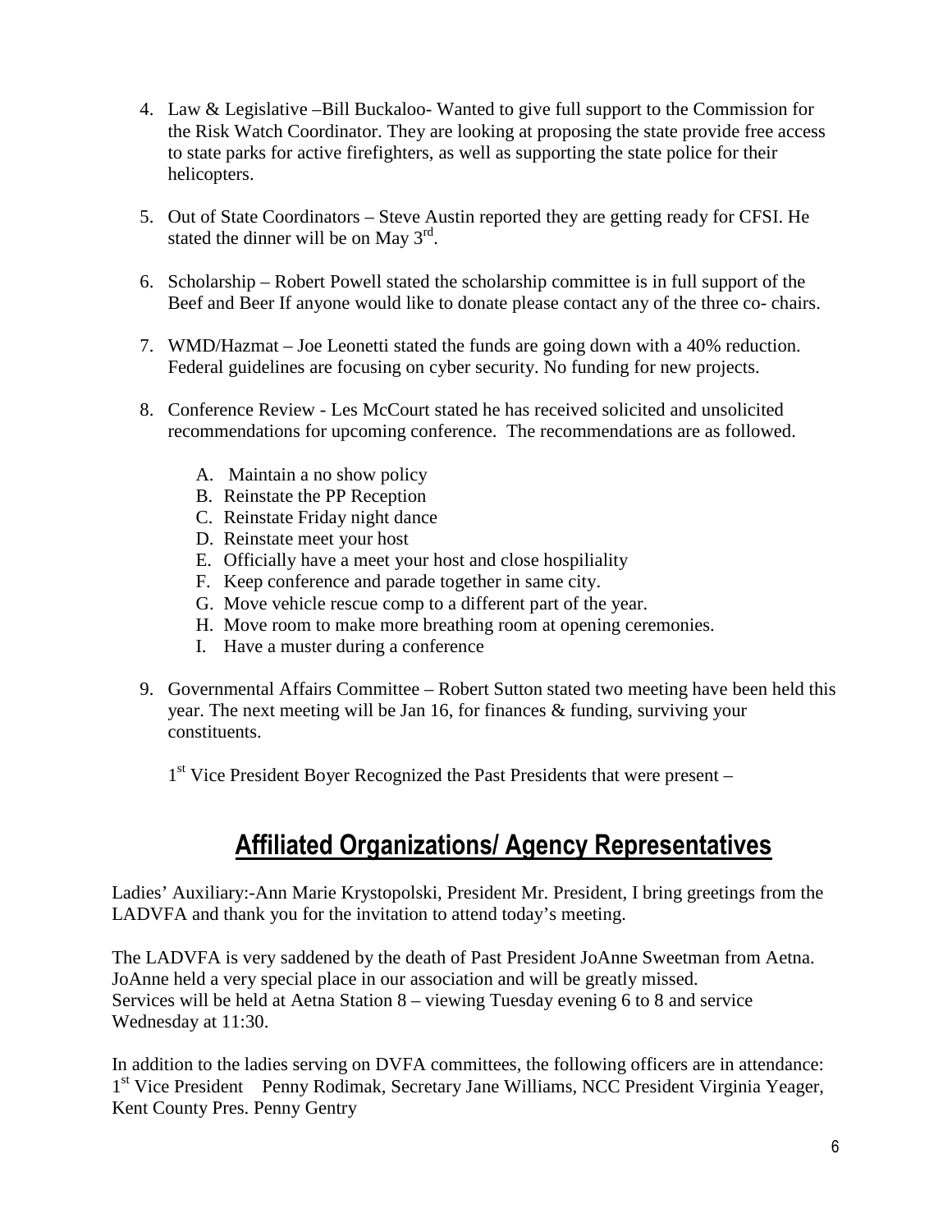4. Law & Legislative –Bill Buckaloo- Wanted to give full support to the Commission for the Risk Watch Coordinator. They are looking at proposing the state provide free access to state parks for active firefighters, as well as supporting the state police for their helicopters.

5. Out of State Coordinators – Steve Austin reported they are getting ready for CFSI. He stated the dinner will be on May 3rd.

6. Scholarship – Robert Powell stated the scholarship committee is in full support of the Beef and Beer If anyone would like to donate please contact any of the three co- chairs.

7. WMD/Hazmat – Joe Leonetti stated the funds are going down with a 40% reduction. Federal guidelines are focusing on cyber security. No funding for new projects.

8. Conference Review - Les McCourt stated he has received solicited and unsolicited recommendations for upcoming conference. The recommendations are as followed.

   A. Maintain a no show policy
   B. Reinstate the PP Reception
   C. Reinstate Friday night dance
   D. Reinstate meet your host
   E. Officially have a meet your host and close hospiliality
   F. Keep conference and parade together in same city.
   G. Move vehicle rescue comp to a different part of the year.
   H. Move room to make more breathing room at opening ceremonies.
   I. Have a muster during a conference

9. Governmental Affairs Committee – Robert Sutton stated two meeting have been held this year. The next meeting will be Jan 16, for finances & funding, surviving your constituents.

   1st Vice President Boyer Recognized the Past Presidents that were present –

## Affiliated Organizations/ Agency Representatives

Ladies' Auxiliary:-Ann Marie Krystopolski, President Mr. President, I bring greetings from the LADVFA and thank you for the invitation to attend today's meeting.

The LADVFA is very saddened by the death of Past President JoAnne Sweetman from Aetna. JoAnne held a very special place in our association and will be greatly missed.
Services will be held at Aetna Station 8 – viewing Tuesday evening 6 to 8 and service Wednesday at 11:30.

In addition to the ladies serving on DVFA committees, the following officers are in attendance: 1st Vice President Penny Rodimak, Secretary Jane Williams, NCC President Virginia Yeager, Kent County Pres. Penny Gentry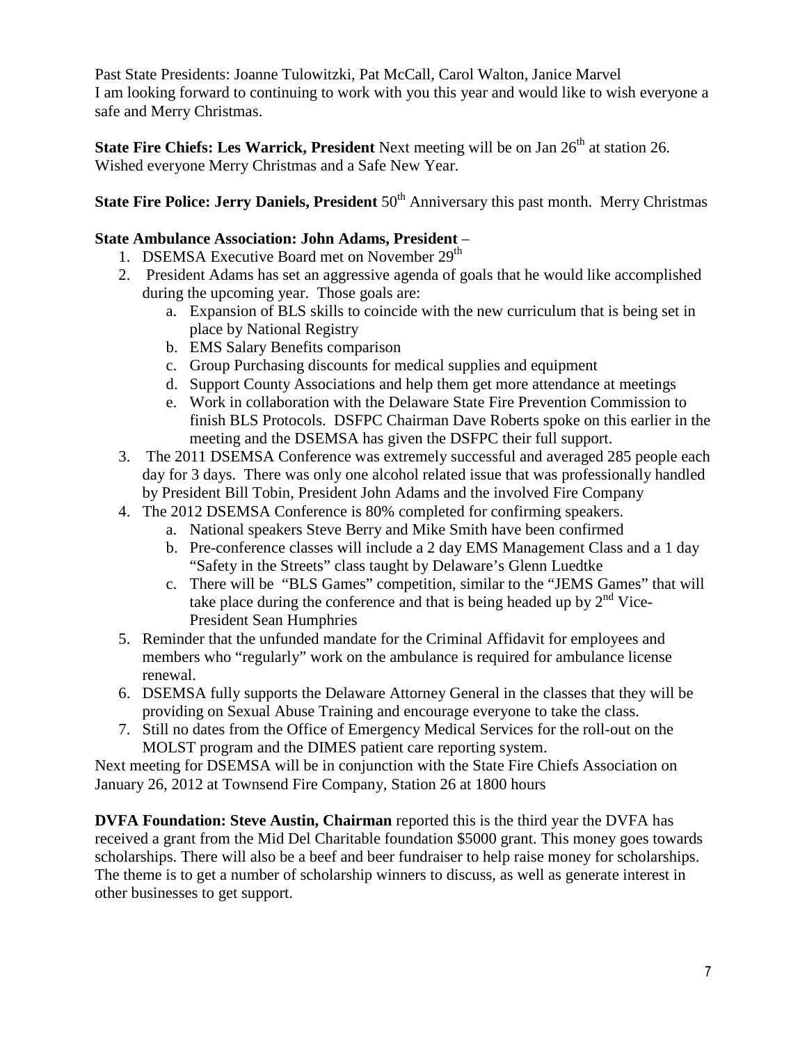Past State Presidents: Joanne Tulowitzki, Pat McCall, Carol Walton, Janice Marvel
I am looking forward to continuing to work with you this year and would like to wish everyone a safe and Merry Christmas.

**State Fire Chiefs: Les Warrick, President** Next meeting will be on Jan 26th at station 26. Wished everyone Merry Christmas and a Safe New Year.

**State Fire Police: Jerry Daniels, President** 50th Anniversary this past month. Merry Christmas

**State Ambulance Association: John Adams, President** –

1. DSEMSA Executive Board met on November 29th
2. President Adams has set an aggressive agenda of goals that he would like accomplished during the upcoming year. Those goals are:
   a. Expansion of BLS skills to coincide with the new curriculum that is being set in place by National Registry
   b. EMS Salary Benefits comparison
   c. Group Purchasing discounts for medical supplies and equipment
   d. Support County Associations and help them get more attendance at meetings
   e. Work in collaboration with the Delaware State Fire Prevention Commission to finish BLS Protocols. DSFPC Chairman Dave Roberts spoke on this earlier in the meeting and the DSEMSA has given the DSFPC their full support.
3. The 2011 DSEMSA Conference was extremely successful and averaged 285 people each day for 3 days. There was only one alcohol related issue that was professionally handled by President Bill Tobin, President John Adams and the involved Fire Company
4. The 2012 DSEMSA Conference is 80% completed for confirming speakers.
   a. National speakers Steve Berry and Mike Smith have been confirmed
   b. Pre-conference classes will include a 2 day EMS Management Class and a 1 day "Safety in the Streets" class taught by Delaware's Glenn Luedtke
   c. There will be "BLS Games" competition, similar to the "JEMS Games" that will take place during the conference and that is being headed up by 2nd Vice-President Sean Humphries
5. Reminder that the unfunded mandate for the Criminal Affidavit for employees and members who "regularly" work on the ambulance is required for ambulance license renewal.
6. DSEMSA fully supports the Delaware Attorney General in the classes that they will be providing on Sexual Abuse Training and encourage everyone to take the class.
7. Still no dates from the Office of Emergency Medical Services for the roll-out on the MOLST program and the DIMES patient care reporting system.

Next meeting for DSEMSA will be in conjunction with the State Fire Chiefs Association on January 26, 2012 at Townsend Fire Company, Station 26 at 1800 hours

**DVFA Foundation: Steve Austin, Chairman** reported this is the third year the DVFA has received a grant from the Mid Del Charitable foundation $5000 grant. This money goes towards scholarships. There will also be a beef and beer fundraiser to help raise money for scholarships. The theme is to get a number of scholarship winners to discuss, as well as generate interest in other businesses to get support.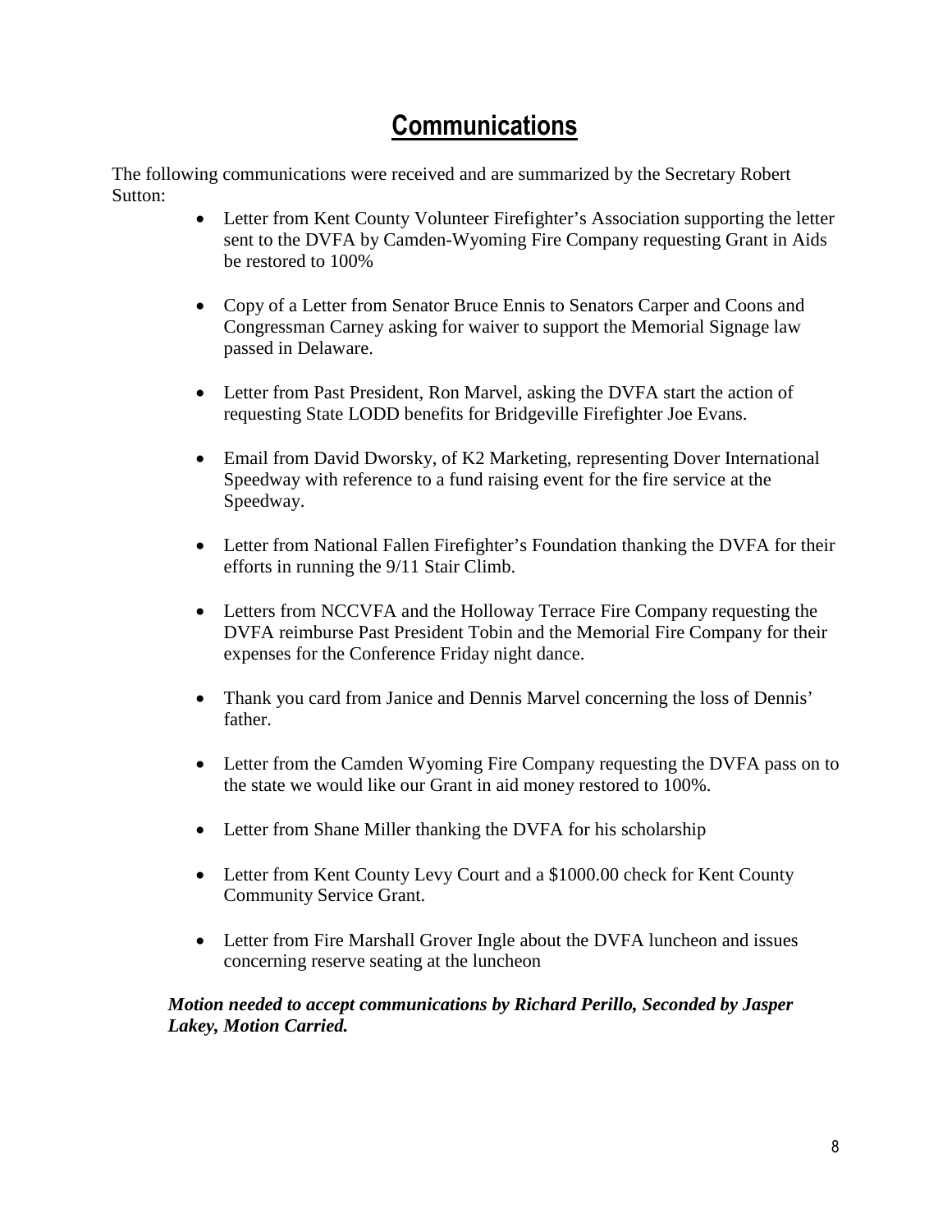# Communications

The following communications were received and are summarized by the Secretary Robert Sutton:

- Letter from Kent County Volunteer Firefighter's Association supporting the letter sent to the DVFA by Camden-Wyoming Fire Company requesting Grant in Aids be restored to 100%
- Copy of a Letter from Senator Bruce Ennis to Senators Carper and Coons and Congressman Carney asking for waiver to support the Memorial Signage law passed in Delaware.
- Letter from Past President, Ron Marvel, asking the DVFA start the action of requesting State LODD benefits for Bridgeville Firefighter Joe Evans.
- Email from David Dworsky, of K2 Marketing, representing Dover International Speedway with reference to a fund raising event for the fire service at the Speedway.
- Letter from National Fallen Firefighter's Foundation thanking the DVFA for their efforts in running the 9/11 Stair Climb.
- Letters from NCCVFA and the Holloway Terrace Fire Company requesting the DVFA reimburse Past President Tobin and the Memorial Fire Company for their expenses for the Conference Friday night dance.
- Thank you card from Janice and Dennis Marvel concerning the loss of Dennis' father.
- Letter from the Camden Wyoming Fire Company requesting the DVFA pass on to the state we would like our Grant in aid money restored to 100%.
- Letter from Shane Miller thanking the DVFA for his scholarship
- Letter from Kent County Levy Court and a $1000.00 check for Kent County Community Service Grant.
- Letter from Fire Marshall Grover Ingle about the DVFA luncheon and issues concerning reserve seating at the luncheon

***Motion needed to accept communications by Richard Perillo, Seconded by Jasper Lakey, Motion Carried.***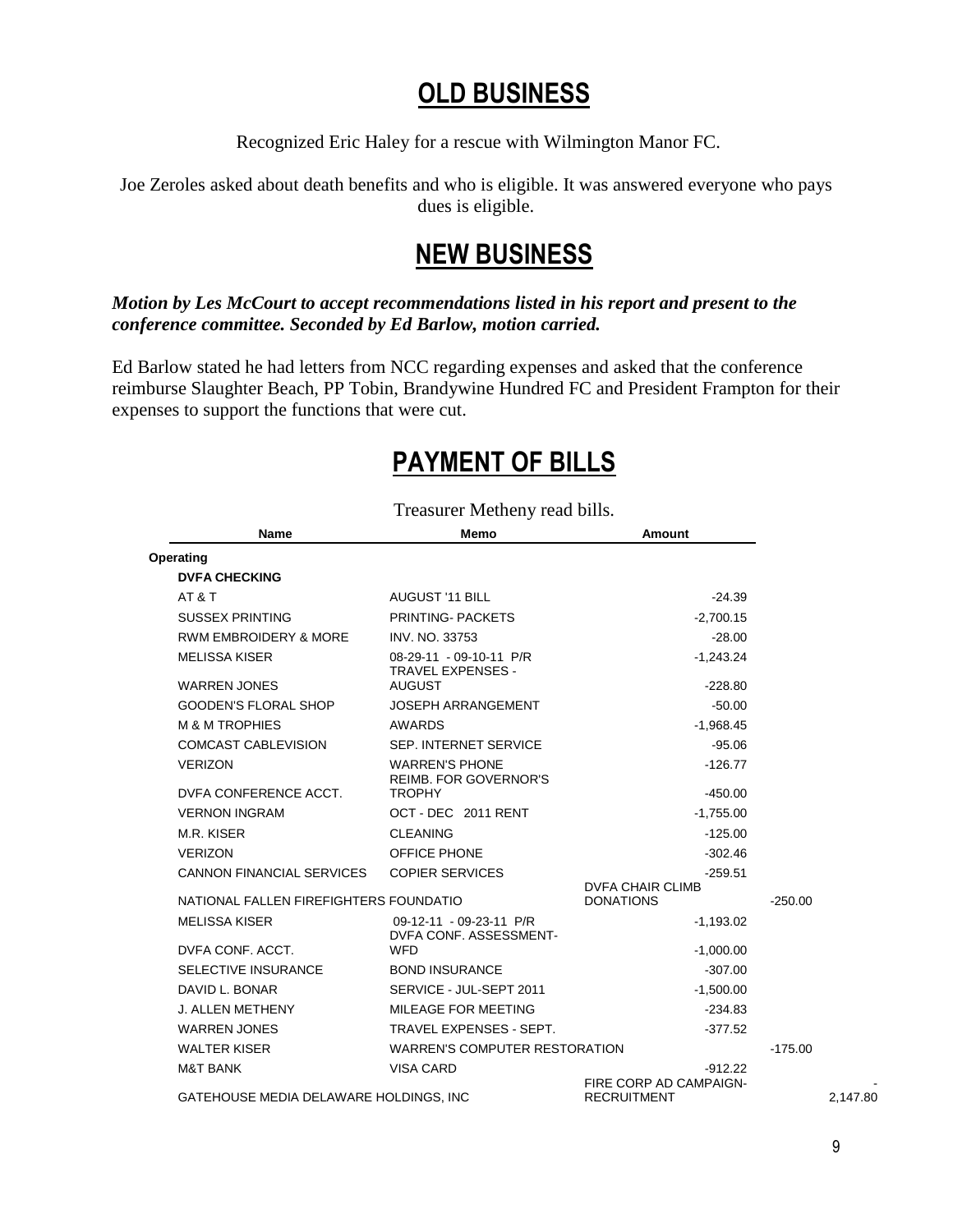## OLD BUSINESS

Recognized Eric Haley for a rescue with Wilmington Manor FC.

Joe Zeroles asked about death benefits and who is eligible. It was answered everyone who pays dues is eligible.

## NEW BUSINESS

***Motion by Les McCourt to accept recommendations listed in his report and present to the conference committee. Seconded by Ed Barlow, motion carried.***

Ed Barlow stated he had letters from NCC regarding expenses and asked that the conference reimburse Slaughter Beach, PP Tobin, Brandywine Hundred FC and President Frampton for their expenses to support the functions that were cut.

## PAYMENT OF BILLS

Treasurer Metheny read bills.

| Name | Memo | Amount | | |
|---|---|---|---|---|
| **Operating** | | | | |
| **DVFA CHECKING** | | | | |
| AT & T | AUGUST '11 BILL | -24.39 | | |
| SUSSEX PRINTING | PRINTING- PACKETS | -2,700.15 | | |
| RWM EMBROIDERY & MORE | INV. NO. 33753 | -28.00 | | |
| MELISSA KISER | 08-29-11 - 09-10-11 P/R | -1,243.24 | | |
| WARREN JONES | TRAVEL EXPENSES - AUGUST | -228.80 | | |
| GOODEN'S FLORAL SHOP | JOSEPH ARRANGEMENT | -50.00 | | |
| M & M TROPHIES | AWARDS | -1,968.45 | | |
| COMCAST CABLEVISION | SEP. INTERNET SERVICE | -95.06 | | |
| VERIZON | WARREN'S PHONE | -126.77 | | |
| DVFA CONFERENCE ACCT. | REIMB. FOR GOVERNOR'S TROPHY | -450.00 | | |
| VERNON INGRAM | OCT - DEC 2011 RENT | -1,755.00 | | |
| M.R. KISER | CLEANING | -125.00 | | |
| VERIZON | OFFICE PHONE | -302.46 | | |
| CANNON FINANCIAL SERVICES | COPIER SERVICES | -259.51 | | |
| NATIONAL FALLEN FIREFIGHTERS FOUNDATIO | | DVFA CHAIR CLIMB DONATIONS | -250.00 | |
| MELISSA KISER | 09-12-11 - 09-23-11 P/R | -1,193.02 | | |
| DVFA CONF. ACCT. | DVFA CONF. ASSESSMENT-WFD | -1,000.00 | | |
| SELECTIVE INSURANCE | BOND INSURANCE | -307.00 | | |
| DAVID L. BONAR | SERVICE - JUL-SEPT 2011 | -1,500.00 | | |
| J. ALLEN METHENY | MILEAGE FOR MEETING | -234.83 | | |
| WARREN JONES | TRAVEL EXPENSES - SEPT. | -377.52 | | |
| WALTER KISER | WARREN'S COMPUTER RESTORATION | | -175.00 | |
| M&T BANK | VISA CARD | -912.22 | | |
| GATEHOUSE MEDIA DELAWARE HOLDINGS, INC | | FIRE CORP AD CAMPAIGN-RECRUITMENT | | -2,147.80 |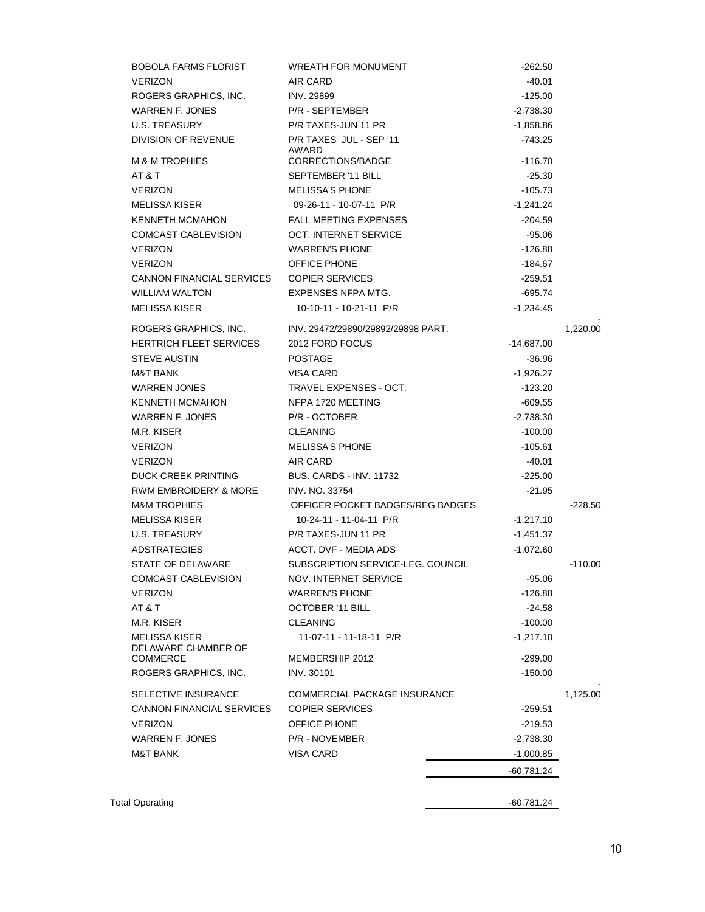| | | | |
|---|---|---|---|
| BOBOLA FARMS FLORIST | WREATH FOR MONUMENT | -262.50 | |
| VERIZON | AIR CARD | -40.01 | |
| ROGERS GRAPHICS, INC. | INV. 29899 | -125.00 | |
| WARREN F. JONES | P/R - SEPTEMBER | -2,738.30 | |
| U.S. TREASURY | P/R TAXES-JUN 11 PR | -1,858.86 | |
| DIVISION OF REVENUE | P/R TAXES JUL - SEP '11 | -743.25 | |
| M & M TROPHIES | AWARD CORRECTIONS/BADGE | -116.70 | |
| AT & T | SEPTEMBER '11 BILL | -25.30 | |
| VERIZON | MELISSA'S PHONE | -105.73 | |
| MELISSA KISER | 09-26-11 - 10-07-11 P/R | -1,241.24 | |
| KENNETH MCMAHON | FALL MEETING EXPENSES | -204.59 | |
| COMCAST CABLEVISION | OCT. INTERNET SERVICE | -95.06 | |
| VERIZON | WARREN'S PHONE | -126.88 | |
| VERIZON | OFFICE PHONE | -184.67 | |
| CANNON FINANCIAL SERVICES | COPIER SERVICES | -259.51 | |
| WILLIAM WALTON | EXPENSES NFPA MTG. | -695.74 | |
| MELISSA KISER | 10-10-11 - 10-21-11 P/R | -1,234.45 | |
| ROGERS GRAPHICS, INC. | INV. 29472/29890/29892/29898 PART. | | -1,220.00 |
| HERTRICH FLEET SERVICES | 2012 FORD FOCUS | -14,687.00 | |
| STEVE AUSTIN | POSTAGE | -36.96 | |
| M&T BANK | VISA CARD | -1,926.27 | |
| WARREN JONES | TRAVEL EXPENSES - OCT. | -123.20 | |
| KENNETH MCMAHON | NFPA 1720 MEETING | -609.55 | |
| WARREN F. JONES | P/R - OCTOBER | -2,738.30 | |
| M.R. KISER | CLEANING | -100.00 | |
| VERIZON | MELISSA'S PHONE | -105.61 | |
| VERIZON | AIR CARD | -40.01 | |
| DUCK CREEK PRINTING | BUS. CARDS - INV. 11732 | -225.00 | |
| RWM EMBROIDERY & MORE | INV. NO. 33754 | -21.95 | |
| M&M TROPHIES | OFFICER POCKET BADGES/REG BADGES | | -228.50 |
| MELISSA KISER | 10-24-11 - 11-04-11 P/R | -1,217.10 | |
| U.S. TREASURY | P/R TAXES-JUN 11 PR | -1,451.37 | |
| ADSTRATEGIES | ACCT. DVF - MEDIA ADS | -1,072.60 | |
| STATE OF DELAWARE | SUBSCRIPTION SERVICE-LEG. COUNCIL | | -110.00 |
| COMCAST CABLEVISION | NOV. INTERNET SERVICE | -95.06 | |
| VERIZON | WARREN'S PHONE | -126.88 | |
| AT & T | OCTOBER '11 BILL | -24.58 | |
| M.R. KISER | CLEANING | -100.00 | |
| MELISSA KISER | 11-07-11 - 11-18-11 P/R | -1,217.10 | |
| DELAWARE CHAMBER OF COMMERCE | MEMBERSHIP 2012 | -299.00 | |
| ROGERS GRAPHICS, INC. | INV. 30101 | -150.00 | |
| SELECTIVE INSURANCE | COMMERCIAL PACKAGE INSURANCE | | -1,125.00 |
| CANNON FINANCIAL SERVICES | COPIER SERVICES | -259.51 | |
| VERIZON | OFFICE PHONE | -219.53 | |
| WARREN F. JONES | P/R - NOVEMBER | -2,738.30 | |
| M&T BANK | VISA CARD | -1,000.85 | |
| | | -60,781.24 | |
| Total Operating | | -60,781.24 | |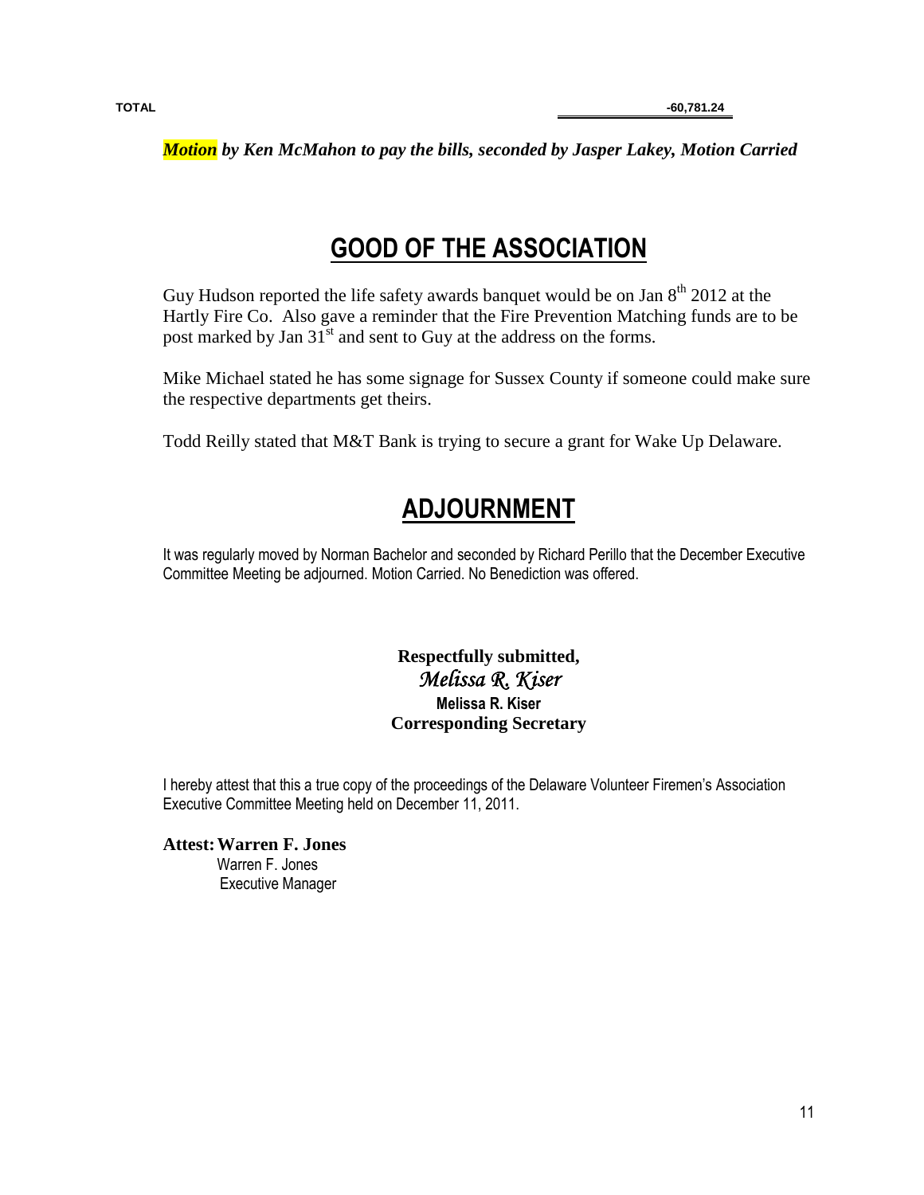| | |
|---|---|
| **TOTAL** | **-60,781.24** |

***Motion* by Ken McMahon to pay the bills, seconded by Jasper Lakey, Motion Carried**

## GOOD OF THE ASSOCIATION

Guy Hudson reported the life safety awards banquet would be on Jan 8th 2012 at the Hartly Fire Co. Also gave a reminder that the Fire Prevention Matching funds are to be post marked by Jan 31st and sent to Guy at the address on the forms.

Mike Michael stated he has some signage for Sussex County if someone could make sure the respective departments get theirs.

Todd Reilly stated that M&T Bank is trying to secure a grant for Wake Up Delaware.

## ADJOURNMENT

It was regularly moved by Norman Bachelor and seconded by Richard Perillo that the December Executive Committee Meeting be adjourned. Motion Carried. No Benediction was offered.

**Respectfully submitted,**
*Melissa R. Kiser*
**Melissa R. Kiser**
**Corresponding Secretary**

I hereby attest that this a true copy of the proceedings of the Delaware Volunteer Firemen's Association Executive Committee Meeting held on December 11, 2011.

**Attest: Warren F. Jones**
Warren F. Jones
Executive Manager